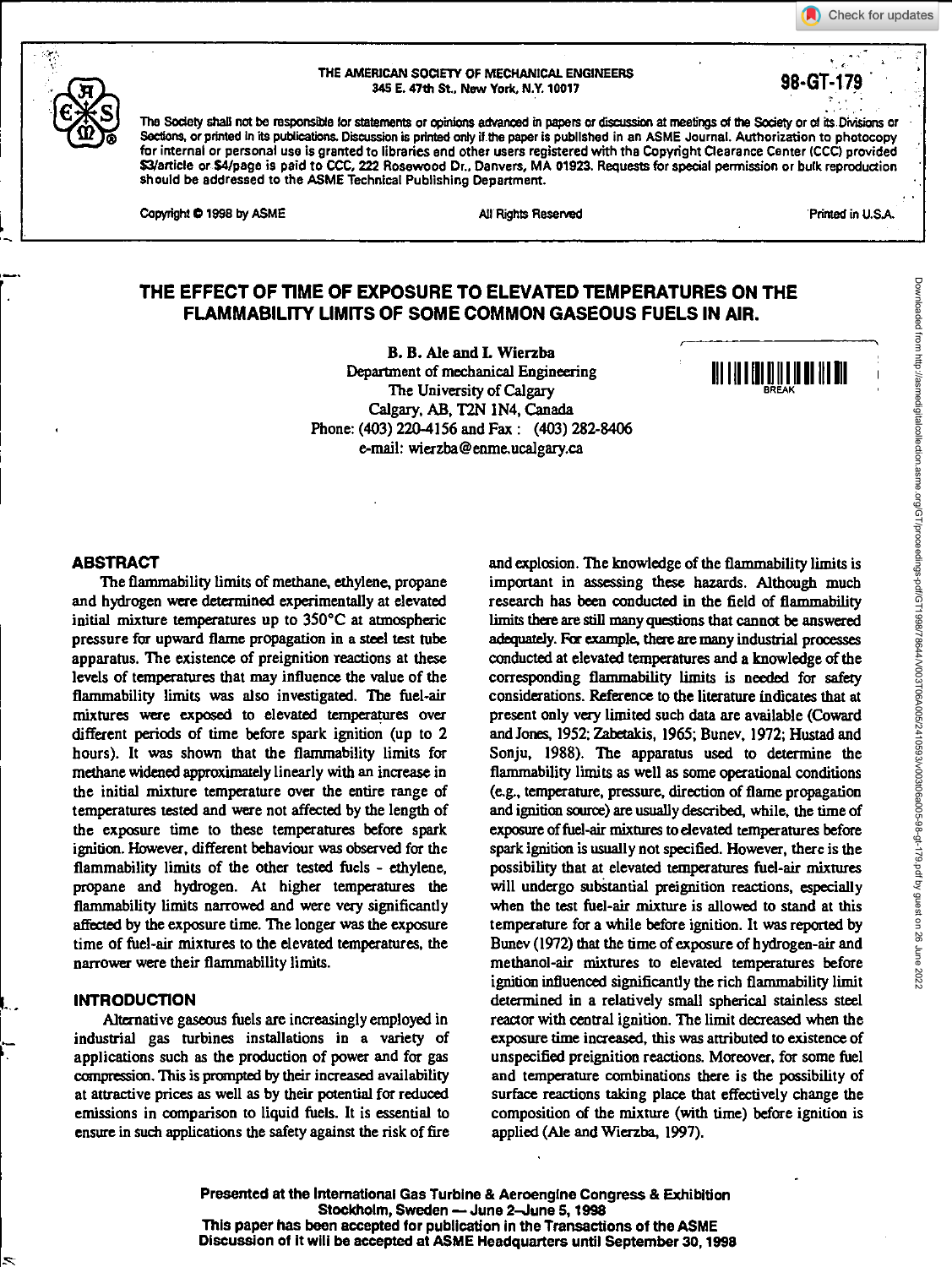THE AMERICAN SOCIETY OF MECHANICAL ENGINEERS
345 E. 47th St., New York, N.Y. 10017

98-GT-179

The Society shall not be responsible for statements or opinions advanced in papers or discussion at meetings of the Society or of its Divisions or Sections, or printed in its publications. Discussion is printed only if the paper is published in an ASME Journal. Authorization to photocopy for internal or personal use is granted to libraries and other users registered with the Copyright Clearance Center (CCC) provided $3/article or $4/page is paid to CCC, 222 Rosewood Dr., Danvers, MA 01923. Requests for special permission or bulk reproduction should be addressed to the ASME Technical Publishing Department.

Copyright © 1998 by ASME | All Rights Reserved | Printed in U.S.A.

# THE EFFECT OF TIME OF EXPOSURE TO ELEVATED TEMPERATURES ON THE FLAMMABILITY LIMITS OF SOME COMMON GASEOUS FUELS IN AIR.

**B. B. Ale and I. Wierzba**
Department of mechanical Engineering
The University of Calgary
Calgary, AB, T2N 1N4, Canada
Phone: (403) 220-4156 and Fax : (403) 282-8406
e-mail: wierzba@enme.ucalgary.ca

## ABSTRACT

The flammability limits of methane, ethylene, propane and hydrogen were determined experimentally at elevated initial mixture temperatures up to 350°C at atmospheric pressure for upward flame propagation in a steel test tube apparatus. The existence of preignition reactions at these levels of temperatures that may influence the value of the flammability limits was also investigated. The fuel-air mixtures were exposed to elevated temperatures over different periods of time before spark ignition (up to 2 hours). It was shown that the flammability limits for methane widened approximately linearly with an increase in the initial mixture temperature over the entire range of temperatures tested and were not affected by the length of the exposure time to these temperatures before spark ignition. However, different behaviour was observed for the flammability limits of the other tested fuels - ethylene, propane and hydrogen. At higher temperatures the flammability limits narrowed and were very significantly affected by the exposure time. The longer was the exposure time of fuel-air mixtures to the elevated temperatures, the narrower were their flammability limits.

## INTRODUCTION

Alternative gaseous fuels are increasingly employed in industrial gas turbines installations in a variety of applications such as the production of power and for gas compression. This is prompted by their increased availability at attractive prices as well as by their potential for reduced emissions in comparison to liquid fuels. It is essential to ensure in such applications the safety against the risk of fire and explosion. The knowledge of the flammability limits is important in assessing these hazards. Although much research has been conducted in the field of flammability limits there are still many questions that cannot be answered adequately. For example, there are many industrial processes conducted at elevated temperatures and a knowledge of the corresponding flammability limits is needed for safety considerations. Reference to the literature indicates that at present only very limited such data are available (Coward and Jones, 1952; Zabetakis, 1965; Bunev, 1972; Hustad and Sonju, 1988). The apparatus used to determine the flammability limits as well as some operational conditions (e.g., temperature, pressure, direction of flame propagation and ignition source) are usually described, while, the time of exposure of fuel-air mixtures to elevated temperatures before spark ignition is usually not specified. However, there is the possibility that at elevated temperatures fuel-air mixtures will undergo substantial preignition reactions, especially when the test fuel-air mixture is allowed to stand at this temperature for a while before ignition. It was reported by Bunev (1972) that the time of exposure of hydrogen-air and methanol-air mixtures to elevated temperatures before ignition influenced significantly the rich flammability limit determined in a relatively small spherical stainless steel reactor with central ignition. The limit decreased when the exposure time increased, this was attributed to existence of unspecified preignition reactions. Moreover, for some fuel and temperature combinations there is the possibility of surface reactions taking place that effectively change the composition of the mixture (with time) before ignition is applied (Ale and Wierzba, 1997).

**Presented at the International Gas Turbine & Aeroengine Congress & Exhibition**
**Stockholm, Sweden — June 2–June 5, 1998**
**This paper has been accepted for publication in the Transactions of the ASME**
**Discussion of it will be accepted at ASME Headquarters until September 30, 1998**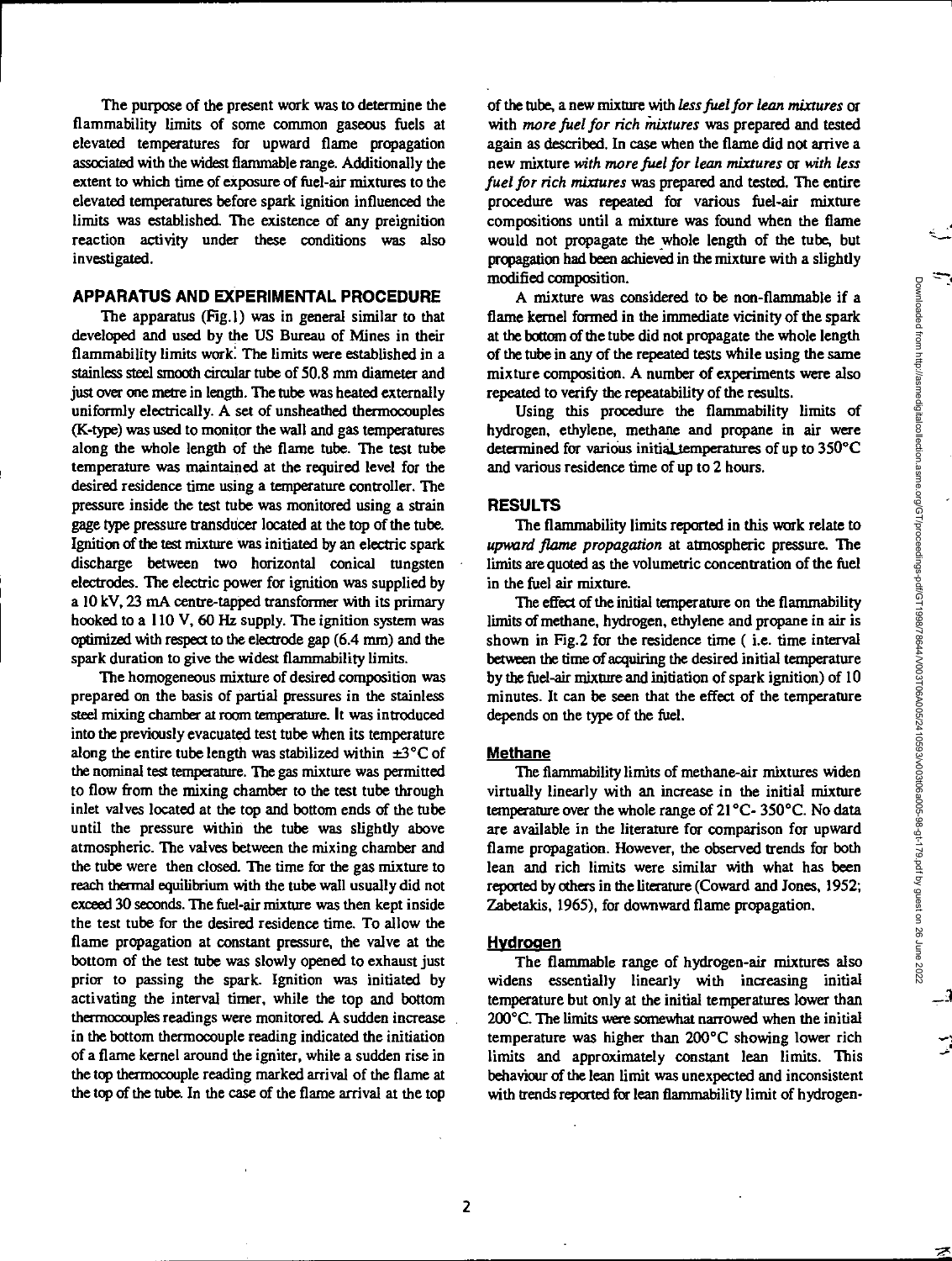The purpose of the present work was to determine the flammability limits of some common gaseous fuels at elevated temperatures for upward flame propagation associated with the widest flammable range. Additionally the extent to which time of exposure of fuel-air mixtures to the elevated temperatures before spark ignition influenced the limits was established. The existence of any preignition reaction activity under these conditions was also investigated.

## APPARATUS AND EXPERIMENTAL PROCEDURE

The apparatus (Fig.1) was in general similar to that developed and used by the US Bureau of Mines in their flammability limits work. The limits were established in a stainless steel smooth circular tube of 50.8 mm diameter and just over one metre in length. The tube was heated externally uniformly electrically. A set of unsheathed thermocouples (K-type) was used to monitor the wall and gas temperatures along the whole length of the flame tube. The test tube temperature was maintained at the required level for the desired residence time using a temperature controller. The pressure inside the test tube was monitored using a strain gage type pressure transducer located at the top of the tube. Ignition of the test mixture was initiated by an electric spark discharge between two horizontal conical tungsten electrodes. The electric power for ignition was supplied by a 10 kV, 23 mA centre-tapped transformer with its primary hooked to a 110 V, 60 Hz supply. The ignition system was optimized with respect to the electrode gap (6.4 mm) and the spark duration to give the widest flammability limits.

The homogeneous mixture of desired composition was prepared on the basis of partial pressures in the stainless steel mixing chamber at room temperature. It was introduced into the previously evacuated test tube when its temperature along the entire tube length was stabilized within ±3°C of the nominal test temperature. The gas mixture was permitted to flow from the mixing chamber to the test tube through inlet valves located at the top and bottom ends of the tube until the pressure within the tube was slightly above atmospheric. The valves between the mixing chamber and the tube were then closed. The time for the gas mixture to reach thermal equilibrium with the tube wall usually did not exceed 30 seconds. The fuel-air mixture was then kept inside the test tube for the desired residence time. To allow the flame propagation at constant pressure, the valve at the bottom of the test tube was slowly opened to exhaust just prior to passing the spark. Ignition was initiated by activating the interval timer, while the top and bottom thermocouples readings were monitored. A sudden increase in the bottom thermocouple reading indicated the initiation of a flame kernel around the igniter, while a sudden rise in the top thermocouple reading marked arrival of the flame at the top of the tube. In the case of the flame arrival at the top of the tube, a new mixture with *less fuel for lean mixtures* or with *more fuel for rich mixtures* was prepared and tested again as described. In case when the flame did not arrive a new mixture *with more fuel for lean mixtures* or *with less fuel for rich mixtures* was prepared and tested. The entire procedure was repeated for various fuel-air mixture compositions until a mixture was found when the flame would not propagate the whole length of the tube, but propagation had been achieved in the mixture with a slightly modified composition.

A mixture was considered to be non-flammable if a flame kernel formed in the immediate vicinity of the spark at the bottom of the tube did not propagate the whole length of the tube in any of the repeated tests while using the same mixture composition. A number of experiments were also repeated to verify the repeatability of the results.

Using this procedure the flammability limits of hydrogen, ethylene, methane and propane in air were determined for various initial temperatures of up to 350°C and various residence time of up to 2 hours.

## RESULTS

The flammability limits reported in this work relate to *upward flame propagation* at atmospheric pressure. The limits are quoted as the volumetric concentration of the fuel in the fuel air mixture.

The effect of the initial temperature on the flammability limits of methane, hydrogen, ethylene and propane in air is shown in Fig.2 for the residence time ( i.e. time interval between the time of acquiring the desired initial temperature by the fuel-air mixture and initiation of spark ignition) of 10 minutes. It can be seen that the effect of the temperature depends on the type of the fuel.

### Methane

The flammability limits of methane-air mixtures widen virtually linearly with an increase in the initial mixture temperature over the whole range of 21°C- 350°C. No data are available in the literature for comparison for upward flame propagation. However, the observed trends for both lean and rich limits were similar with what has been reported by others in the literature (Coward and Jones, 1952; Zabetakis, 1965), for downward flame propagation.

### Hydrogen

The flammable range of hydrogen-air mixtures also widens essentially linearly with increasing initial temperature but only at the initial temperatures lower than 200°C. The limits were somewhat narrowed when the initial temperature was higher than 200°C showing lower rich limits and approximately constant lean limits. This behaviour of the lean limit was unexpected and inconsistent with trends reported for lean flammability limit of hydrogen-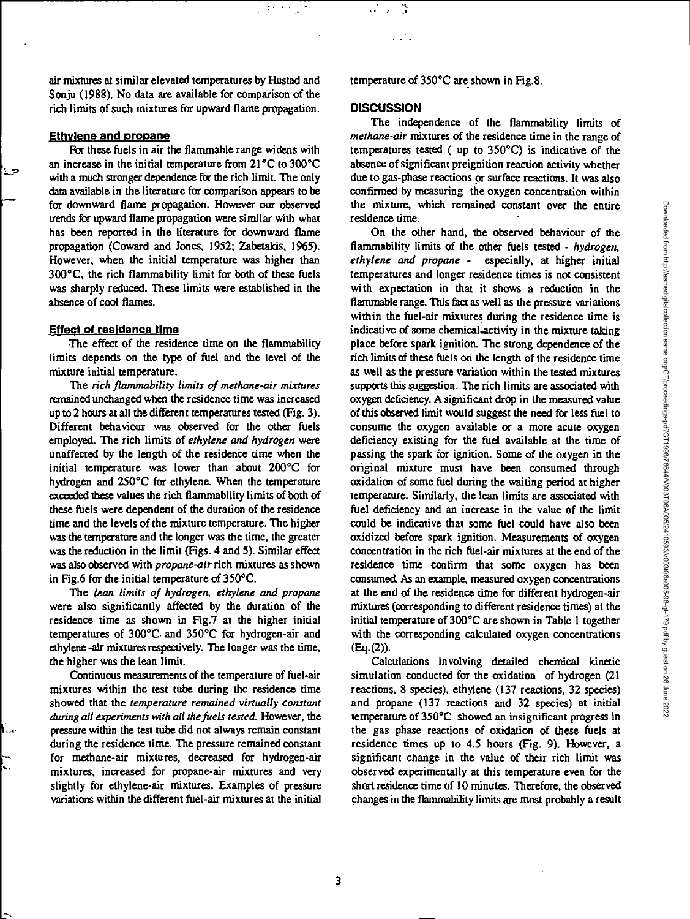air mixtures at similar elevated temperatures by Hustad and Sonju (1988). No data are available for comparison of the rich limits of such mixtures for upward flame propagation.

### Ethylene and propane

For these fuels in air the flammable range widens with an increase in the initial temperature from 21°C to 300°C with a much stronger dependence for the rich limit. The only data available in the literature for comparison appears to be for downward flame propagation. However our observed trends for upward flame propagation were similar with what has been reported in the literature for downward flame propagation (Coward and Jones, 1952; Zabetakis, 1965). However, when the initial temperature was higher than 300°C, the rich flammability limit for both of these fuels was sharply reduced. These limits were established in the absence of cool flames.

### Effect of residence time

The effect of the residence time on the flammability limits depends on the type of fuel and the level of the mixture initial temperature.

The *rich flammability limits of methane-air mixtures* remained unchanged when the residence time was increased up to 2 hours at all the different temperatures tested (Fig. 3). Different behaviour was observed for the other fuels employed. The rich limits of *ethylene and hydrogen* were unaffected by the length of the residence time when the initial temperature was lower than about 200°C for hydrogen and 250°C for ethylene. When the temperature exceeded these values the rich flammability limits of both of these fuels were dependent of the duration of the residence time and the levels of the mixture temperature. The higher was the temperature and the longer was the time, the greater was the reduction in the limit (Figs. 4 and 5). Similar effect was also observed with *propane-air* rich mixtures as shown in Fig.6 for the initial temperature of 350°C.

The *lean limits of hydrogen, ethylene and propane* were also significantly affected by the duration of the residence time as shown in Fig.7 at the higher initial temperatures of 300°C and 350°C for hydrogen-air and ethylene -air mixtures respectively. The longer was the time, the higher was the lean limit.

Continuous measurements of the temperature of fuel-air mixtures within the test tube during the residence time showed that the *temperature remained virtually constant during all experiments with all the fuels tested.* However, the pressure within the test tube did not always remain constant during the residence time. The pressure remained constant for methane-air mixtures, decreased for hydrogen-air mixtures, increased for propane-air mixtures and very slightly for ethylene-air mixtures. Examples of pressure variations within the different fuel-air mixtures at the initial temperature of 350°C are shown in Fig.8.

## DISCUSSION

The independence of the flammability limits of *methane-air* mixtures of the residence time in the range of temperatures tested ( up to 350°C) is indicative of the absence of significant preignition reaction activity whether due to gas-phase reactions or surface reactions. It was also confirmed by measuring the oxygen concentration within the mixture, which remained constant over the entire residence time.

On the other hand, the observed behaviour of the flammability limits of the other fuels tested - *hydrogen, ethylene and propane* - especially, at higher initial temperatures and longer residence times is not consistent with expectation in that it shows a reduction in the flammable range. This fact as well as the pressure variations within the fuel-air mixtures during the residence time is indicative of some chemical activity in the mixture taking place before spark ignition. The strong dependence of the rich limits of these fuels on the length of the residence time as well as the pressure variation within the tested mixtures supports this suggestion. The rich limits are associated with oxygen deficiency. A significant drop in the measured value of this observed limit would suggest the need for less fuel to consume the oxygen available or a more acute oxygen deficiency existing for the fuel available at the time of passing the spark for ignition. Some of the oxygen in the original mixture must have been consumed through oxidation of some fuel during the waiting period at higher temperature. Similarly, the lean limits are associated with fuel deficiency and an increase in the value of the limit could be indicative that some fuel could have also been oxidized before spark ignition. Measurements of oxygen concentration in the rich fuel-air mixtures at the end of the residence time confirm that some oxygen has been consumed. As an example, measured oxygen concentrations at the end of the residence time for different hydrogen-air mixtures (corresponding to different residence times) at the initial temperature of 300°C are shown in Table 1 together with the corresponding calculated oxygen concentrations (Eq.(2)).

Calculations involving detailed chemical kinetic simulation conducted for the oxidation of hydrogen (21 reactions, 8 species), ethylene (137 reactions, 32 species) and propane (137 reactions and 32 species) at initial temperature of 350°C showed an insignificant progress in the gas phase reactions of oxidation of these fuels at residence times up to 4.5 hours (Fig. 9). However, a significant change in the value of their rich limit was observed experimentally at this temperature even for the short residence time of 10 minutes. Therefore, the observed changes in the flammability limits are most probably a result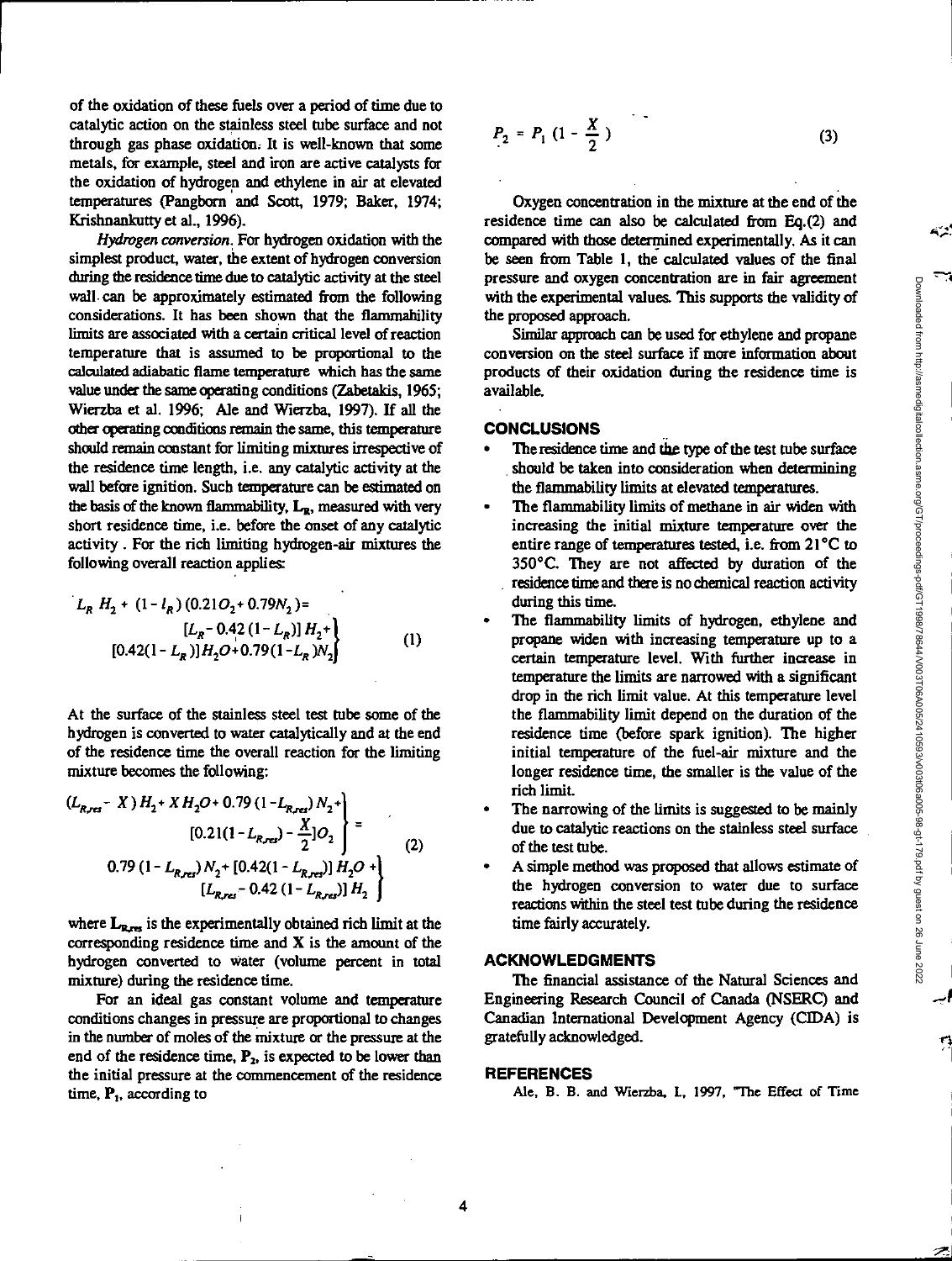of the oxidation of these fuels over a period of time due to catalytic action on the stainless steel tube surface and not through gas phase oxidation. It is well-known that some metals, for example, steel and iron are active catalysts for the oxidation of hydrogen and ethylene in air at elevated temperatures (Pangborn and Scott, 1979; Baker, 1974; Krishnankutty et al., 1996).

*Hydrogen conversion.* For hydrogen oxidation with the simplest product, water, the extent of hydrogen conversion during the residence time due to catalytic activity at the steel wall can be approximately estimated from the following considerations. It has been shown that the flammability limits are associated with a certain critical level of reaction temperature that is assumed to be proportional to the calculated adiabatic flame temperature which has the same value under the same operating conditions (Zabetakis, 1965; Wierzba et al. 1996; Ale and Wierzba, 1997). If all the other operating conditions remain the same, this temperature should remain constant for limiting mixtures irrespective of the residence time length, i.e. any catalytic activity at the wall before ignition. Such temperature can be estimated on the basis of the known flammability, $\mathbf{L_R}$, measured with very short residence time, i.e. before the onset of any catalytic activity. For the rich limiting hydrogen-air mixtures the following overall reaction applies:

$$L_R\, H_2 + (1 - l_R)(0.21 O_2 + 0.79 N_2) = \left.\begin{array}{r}[L_R - 0.42\,(1 - L_R)]\, H_2 + \\ {[0.42(1 - L_R)]} H_2O + 0.79(1 - L_R) N_2\end{array}\right\} \tag{1}$$

At the surface of the stainless steel test tube some of the hydrogen is converted to water catalytically and at the end of the residence time the overall reaction for the limiting mixture becomes the following:

$$\left.\begin{array}{r}(L_{R,res} - X)\, H_2 + X\, H_2O + 0.79\,(1 - L_{R,res})\, N_2 + \\ {[0.21(1 - L_{R,res}) - \frac{X}{2}]}\, O_2\end{array}\right\} = \left.\begin{array}{r}0.79\,(1 - L_{R,res})\, N_2 + [0.42(1 - L_{R,res})]\, H_2O + \\ {[L_{R,res} - 0.42\,(1 - L_{R,res})]}\, H_2\end{array}\right\} \tag{2}$$

where $\mathbf{L_{R,res}}$ is the experimentally obtained rich limit at the corresponding residence time and $\mathbf{X}$ is the amount of the hydrogen converted to water (volume percent in total mixture) during the residence time.

For an ideal gas constant volume and temperature conditions changes in pressure are proportional to changes in the number of moles of the mixture or the pressure at the end of the residence time, $\mathbf{P_2}$, is expected to be lower than the initial pressure at the commencement of the residence time, $\mathbf{P_1}$, according to

$$P_2 = P_1\,(1 - \frac{X}{2}) \tag{3}$$

Oxygen concentration in the mixture at the end of the residence time can also be calculated from Eq.(2) and compared with those determined experimentally. As it can be seen from Table 1, the calculated values of the final pressure and oxygen concentration are in fair agreement with the experimental values. This supports the validity of the proposed approach.

Similar approach can be used for ethylene and propane conversion on the steel surface if more information about products of their oxidation during the residence time is available.

## CONCLUSIONS

- The residence time and the type of the test tube surface should be taken into consideration when determining the flammability limits at elevated temperatures.
- The flammability limits of methane in air widen with increasing the initial mixture temperature over the entire range of temperatures tested, i.e. from 21°C to 350°C. They are not affected by duration of the residence time and there is no chemical reaction activity during this time.
- The flammability limits of hydrogen, ethylene and propane widen with increasing temperature up to a certain temperature level. With further increase in temperature the limits are narrowed with a significant drop in the rich limit value. At this temperature level the flammability limit depend on the duration of the residence time (before spark ignition). The higher initial temperature of the fuel-air mixture and the longer residence time, the smaller is the value of the rich limit.
- The narrowing of the limits is suggested to be mainly due to catalytic reactions on the stainless steel surface of the test tube.
- A simple method was proposed that allows estimate of the hydrogen conversion to water due to surface reactions within the steel test tube during the residence time fairly accurately.

## ACKNOWLEDGMENTS

The financial assistance of the Natural Sciences and Engineering Research Council of Canada (NSERC) and Canadian International Development Agency (CIDA) is gratefully acknowledged.

## REFERENCES

Ale, B. B. and Wierzba, I., 1997, "The Effect of Time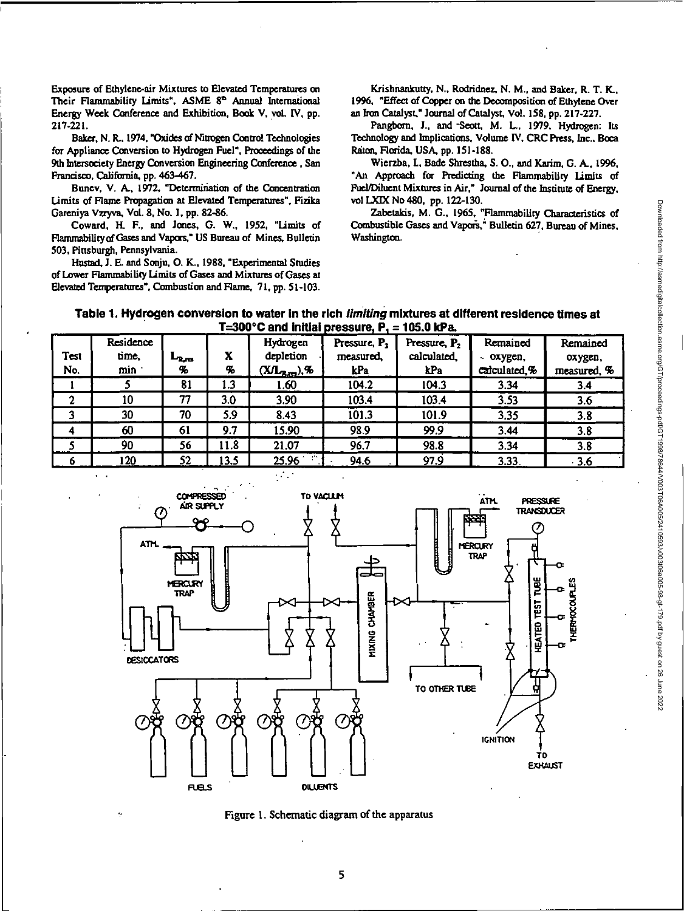Exposure of Ethylene-air Mixtures to Elevated Temperatures on Their Flammability Limits", ASME 8[th] Annual International Energy Week Conference and Exhibition, Book V, vol. IV, pp. 217-221.

Baker, N. R., 1974, "Oxides of Nitrogen Control Technologies for Appliance Conversion to Hydrogen Fuel", Proceedings of the 9th Intersociety Energy Conversion Engineering Conference, San Francisco, California, pp. 463-467.

Bunev, V. A., 1972, "Determination of the Concentration Limits of Flame Propagation at Elevated Temperatures", Fizika Gareniya Vzryva, Vol. 8, No. 1, pp. 82-86.

Coward, H. F., and Jones, G. W., 1952, "Limits of Flammability of Gases and Vapors," US Bureau of Mines, Bulletin 503, Pittsburgh, Pennsylvania.

Hustad, J. E. and Sonju, O. K., 1988, "Experimental Studies of Lower Flammability Limits of Gases and Mixtures of Gases at Elevated Temperatures", Combustion and Flame, 71, pp. 51-103.

Krishnankutty, N., Rodridnez, N. M., and Baker, R. T. K., 1996, "Effect of Copper on the Decomposition of Ethylene Over an Iron Catalyst," Journal of Catalyst, Vol. 158, pp. 217-227.

Pangborn, J., and Scott, M. L., 1979, Hydrogen: Its Technology and Implications, Volume IV, CRC Press, Inc., Boca Raton, Florida, USA, pp. 151-188.

Wierzba, I., Bade Shrestha, S. O., and Karim, G. A., 1996, "An Approach for Predicting the Flammability Limits of Fuel/Diluent Mixtures in Air," Journal of the Institute of Energy, vol LXIX No 480, pp. 122-130.

Zabetakis, M. G., 1965, "Flammability Characteristics of Combustible Gases and Vapors," Bulletin 627, Bureau of Mines, Washington.

**Table 1. Hydrogen conversion to water in the rich *limiting* mixtures at different residence times at T=300°C and initial pressure, $P_1$ = 105.0 kPa.**

| Test No. | Residence time, min | $L_{R,res}$ % | X % | Hydrogen depletion ($X/L_{R,res}$), % | Pressure, $P_2$ measured, kPa | Pressure, $P_2$ calculated, kPa | Remained oxygen, calculated, % | Remained oxygen, measured, % |
|---|---|---|---|---|---|---|---|---|
| 1 | 5 | 81 | 1.3 | 1.60 | 104.2 | 104.3 | 3.34 | 3.4 |
| 2 | 10 | 77 | 3.0 | 3.90 | 103.4 | 103.4 | 3.53 | 3.6 |
| 3 | 30 | 70 | 5.9 | 8.43 | 101.3 | 101.9 | 3.35 | 3.8 |
| 4 | 60 | 61 | 9.7 | 15.90 | 98.9 | 99.9 | 3.44 | 3.8 |
| 5 | 90 | 56 | 11.8 | 21.07 | 96.7 | 98.8 | 3.34 | 3.8 |
| 6 | 120 | 52 | 13.5 | 25.96 | 94.6 | 97.9 | 3.33 | 3.6 |

Figure 1. Schematic diagram of the apparatus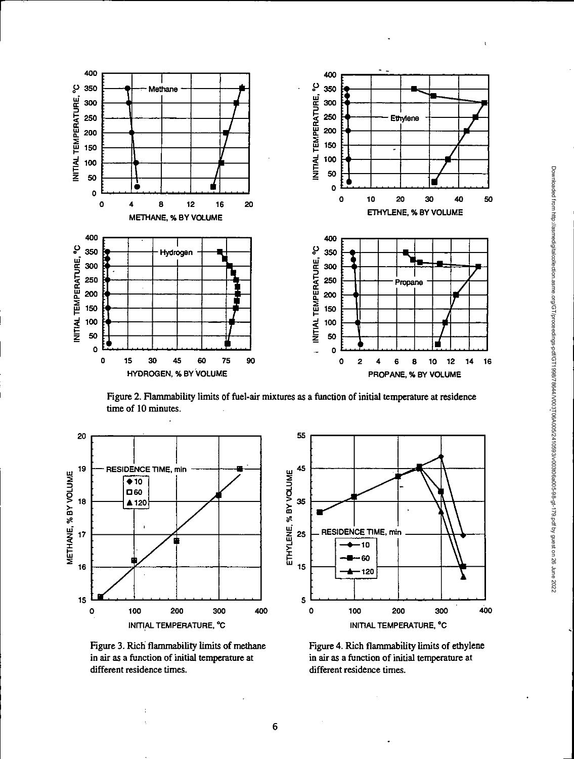Figure 2. Flammability limits of fuel-air mixtures as a function of initial temperature at residence time of 10 minutes.

Figure 3. Rich flammability limits of methane in air as a function of initial temperature at different residence times.

Figure 4. Rich flammability limits of ethylene in air as a function of initial temperature at different residence times.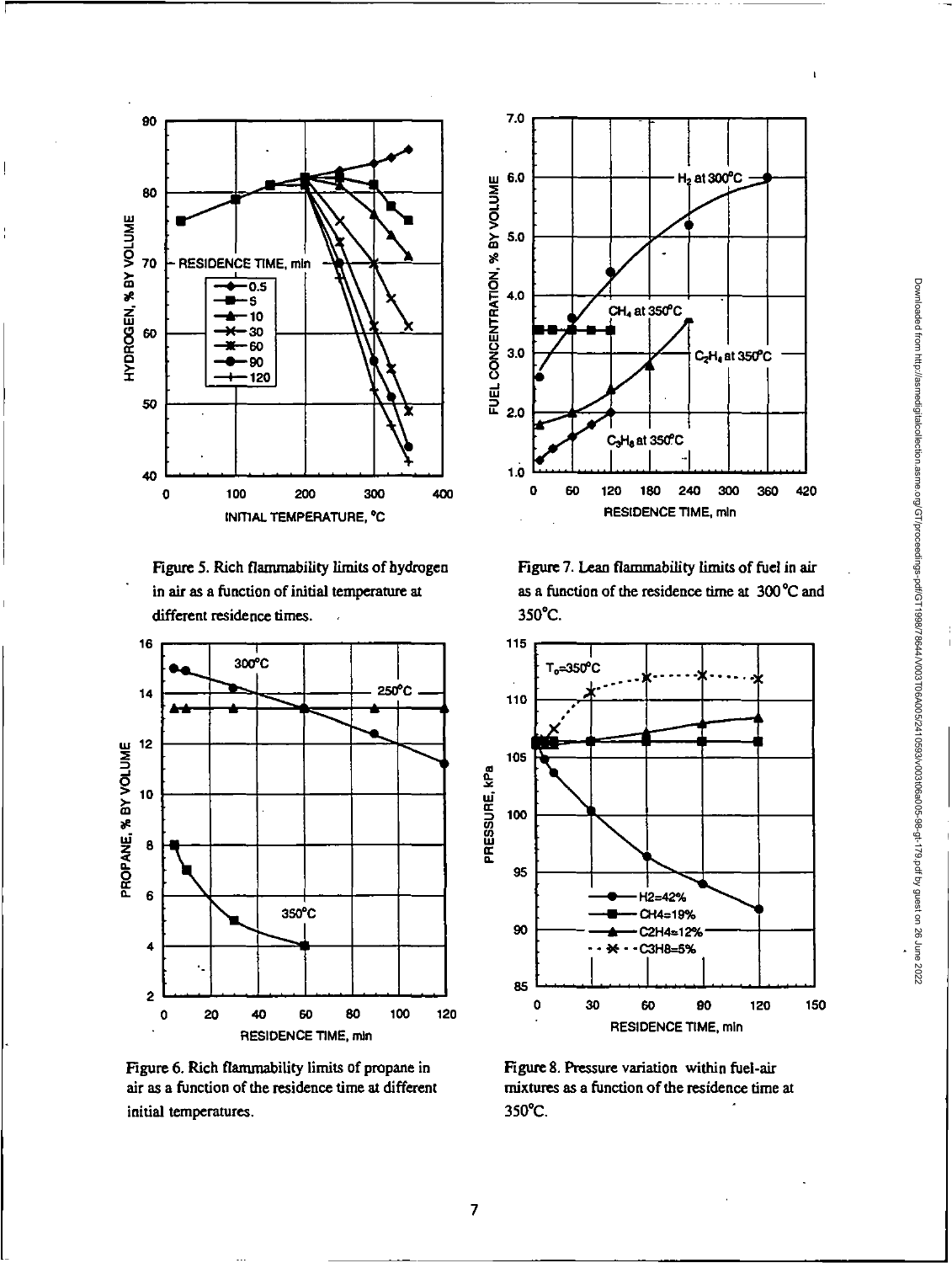Figure 5. Rich flammability limits of hydrogen in air as a function of initial temperature at different residence times.

Figure 7. Lean flammability limits of fuel in air as a function of the residence time at 300 °C and 350°C.

Figure 6. Rich flammability limits of propane in air as a function of the residence time at different initial temperatures.

Figure 8. Pressure variation within fuel-air mixtures as a function of the residence time at 350°C.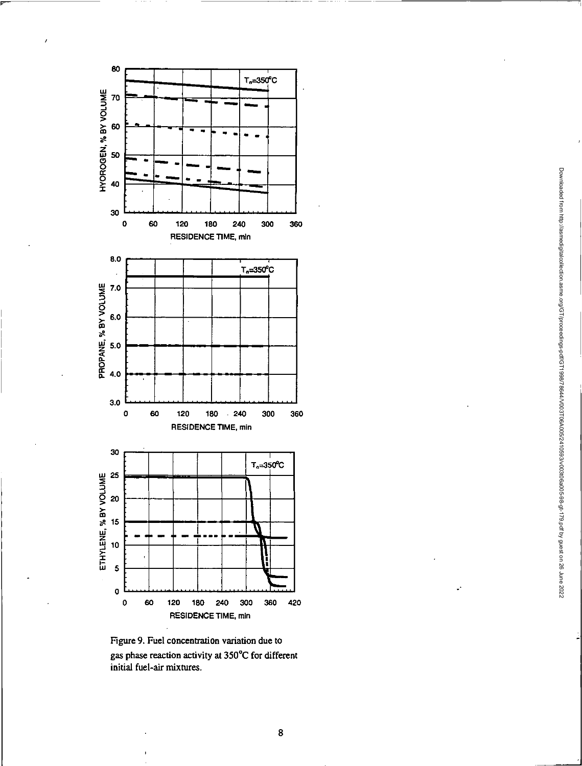HYDROGEN, % BY VOLUME

80
70
60
50
40
30

$T_o$=350°C

0 60 120 180 240 300 360

RESIDENCE TIME, min

PROPANE, % BY VOLUME

8.0
7.0
6.0
5.0
4.0
3.0

$T_o$=350°C

0 60 120 180 240 300 360

RESIDENCE TIME, min

ETHYLENE, % BY VOLUME

30
25
20
15
10
5
0

$T_o$=350°C

0 60 120 180 240 300 360 420

RESIDENCE TIME, min

Figure 9. Fuel concentration variation due to gas phase reaction activity at 350°C for different initial fuel-air mixtures.